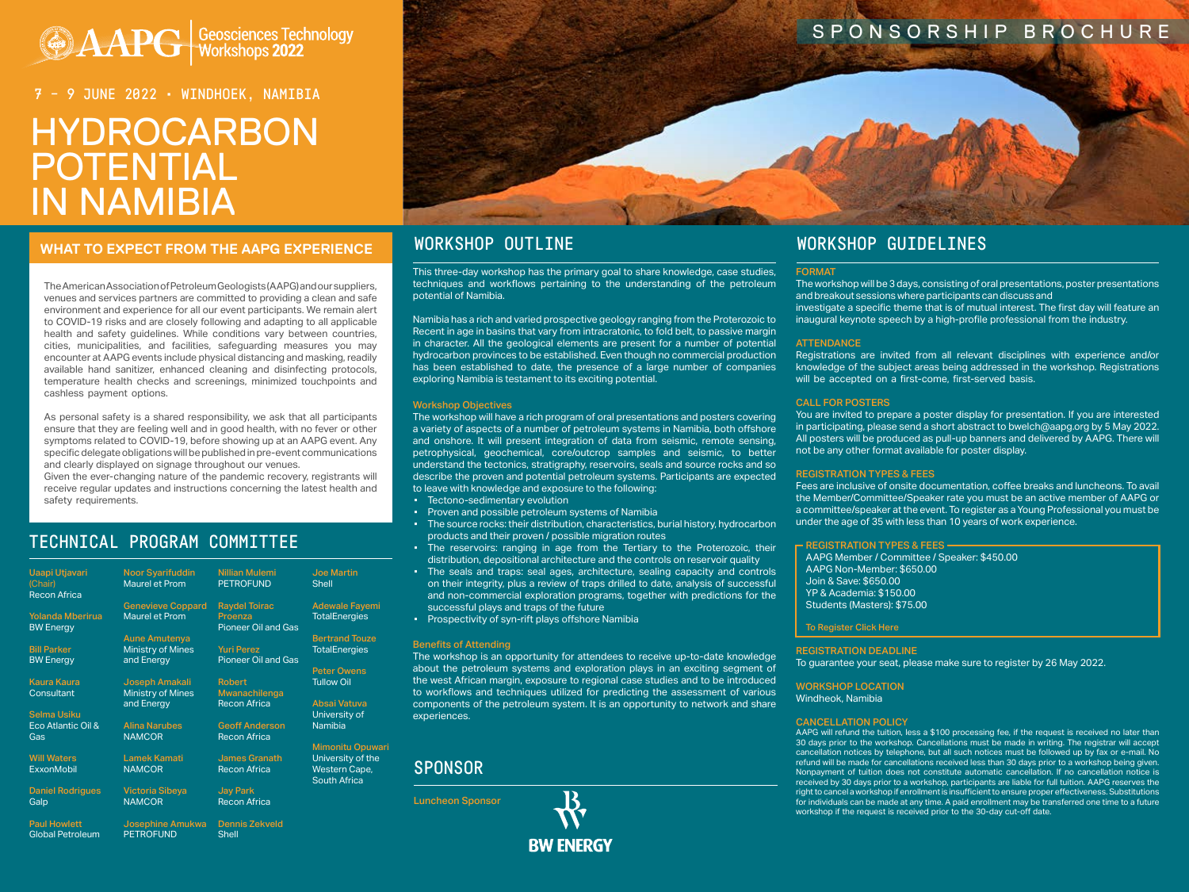AAPG Geosciences Technology Workshops 2022

SPONSORSHIP BROCHURE

7 – 9 JUNE 2022 • WINDHOEK, NAMIBIA

# HYDROCARBON POTENTIAL IN NAMIBIA

## WHAT TO EXPECT FROM THE AAPG EXPERIENCE

The American Association of Petroleum Geologists (AAPG) and our suppliers, venues and services partners are committed to providing a clean and safe environment and experience for all our event participants. We remain alert to COVID-19 risks and are closely following and adapting to all applicable health and safety guidelines. While conditions vary between countries, cities, municipalities, and facilities, safeguarding measures you may encounter at AAPG events include physical distancing and masking, readily available hand sanitizer, enhanced cleaning and disinfecting protocols, temperature health checks and screenings, minimized touchpoints and cashless payment options.

As personal safety is a shared responsibility, we ask that all participants ensure that they are feeling well and in good health, with no fever or other symptoms related to COVID-19, before showing up at an AAPG event. Any specific delegate obligations will be published in pre-event communications and clearly displayed on signage throughout our venues.
Given the ever-changing nature of the pandemic recovery, registrants will receive regular updates and instructions concerning the latest health and safety requirements.

## TECHNICAL PROGRAM COMMITTEE

**Uaapi Utjavari (Chair)**
Recon Africa

**Yolanda Mberirua**
BW Energy

**Bill Parker**
BW Energy

**Kaura Kaura**
Consultant

**Selma Usiku**
Eco Atlantic Oil & Gas

**Will Waters**
ExxonMobil

**Daniel Rodrigues**
Galp

**Paul Howlett**
Global Petroleum

**Noor Syarifuddin**
Maurel et Prom

**Genevieve Coppard**
Maurel et Prom

**Aune Amutenya**
Ministry of Mines and Energy

**Joseph Amakali**
Ministry of Mines and Energy

**Alina Narubes**
NAMCOR

**Lamek Kamati**
NAMCOR

**Victoria Sibeya**
NAMCOR

**Josephine Amukwa**
PETROFUND

**Nillian Mulemi**
PETROFUND

**Raydel Toirac Proenza**
Pioneer Oil and Gas

**Yuri Perez**
Pioneer Oil and Gas

**Robert Mwanachilenga**
Recon Africa

**Geoff Anderson**
Recon Africa

**James Granath**
Recon Africa

**Jay Park**
Recon Africa

**Dennis Zekveld**
Shell

**Joe Martin**
Shell

**Adewale Fayemi**
TotalEnergies

**Bertrand Touze**
TotalEnergies

**Peter Owens**
Tullow Oil

**Absai Vatuva**
University of Namibia

**Mimonitu Opuwari**
University of the Western Cape, South Africa

## WORKSHOP OUTLINE

This three-day workshop has the primary goal to share knowledge, case studies, techniques and workflows pertaining to the understanding of the petroleum potential of Namibia.

Namibia has a rich and varied prospective geology ranging from the Proterozoic to Recent in age in basins that vary from intracratonic, to fold belt, to passive margin in character. All the geological elements are present for a number of potential hydrocarbon provinces to be established. Even though no commercial production has been established to date, the presence of a large number of companies exploring Namibia is testament to its exciting potential.

### Workshop Objectives

The workshop will have a rich program of oral presentations and posters covering a variety of aspects of a number of petroleum systems in Namibia, both offshore and onshore. It will present integration of data from seismic, remote sensing, petrophysical, geochemical, core/outcrop samples and seismic, to better understand the tectonics, stratigraphy, reservoirs, seals and source rocks and so describe the proven and potential petroleum systems. Participants are expected to leave with knowledge and exposure to the following:

- Tectono-sedimentary evolution
- Proven and possible petroleum systems of Namibia
- The source rocks: their distribution, characteristics, burial history, hydrocarbon products and their proven / possible migration routes
- The reservoirs: ranging in age from the Tertiary to the Proterozoic, their distribution, depositional architecture and the controls on reservoir quality
- The seals and traps: seal ages, architecture, sealing capacity and controls on their integrity, plus a review of traps drilled to date, analysis of successful and non-commercial exploration programs, together with predictions for the successful plays and traps of the future
- Prospectivity of syn-rift plays offshore Namibia

### Benefits of Attending

The workshop is an opportunity for attendees to receive up-to-date knowledge about the petroleum systems and exploration plays in an exciting segment of the west African margin, exposure to regional case studies and to be introduced to workflows and techniques utilized for predicting the assessment of various components of the petroleum system. It is an opportunity to network and share experiences.

## SPONSOR

Luncheon Sponsor

BW ENERGY

## WORKSHOP GUIDELINES

### FORMAT

The workshop will be 3 days, consisting of oral presentations, poster presentations and breakout sessions where participants can discuss and investigate a specific theme that is of mutual interest. The first day will feature an inaugural keynote speech by a high-profile professional from the industry.

### ATTENDANCE

Registrations are invited from all relevant disciplines with experience and/or knowledge of the subject areas being addressed in the workshop. Registrations will be accepted on a first-come, first-served basis.

### CALL FOR POSTERS

You are invited to prepare a poster display for presentation. If you are interested in participating, please send a short abstract to bwelch@aapg.org by 5 May 2022. All posters will be produced as pull-up banners and delivered by AAPG. There will not be any other format available for poster display.

### REGISTRATION TYPES & FEES

Fees are inclusive of onsite documentation, coffee breaks and luncheons. To avail the Member/Committee/Speaker rate you must be an active member of AAPG or a committee/speaker at the event. To register as a Young Professional you must be under the age of 35 with less than 10 years of work experience.

**REGISTRATION TYPES & FEES**

AAPG Member / Committee / Speaker: $450.00
AAPG Non-Member: $650.00
Join & Save: $650.00
YP & Academia: $150.00
Students (Masters): $75.00

To Register Click Here

### REGISTRATION DEADLINE

To guarantee your seat, please make sure to register by 26 May 2022.

### WORKSHOP LOCATION

Windheok, Namibia

### CANCELLATION POLICY

AAPG will refund the tuition, less a $100 processing fee, if the request is received no later than 30 days prior to the workshop. Cancellations must be made in writing. The registrar will accept cancellation notices by telephone, but all such notices must be followed up by fax or e-mail. No refund will be made for cancellations received less than 30 days prior to a workshop being given. Nonpayment of tuition does not constitute automatic cancellation. If no cancellation notice is received by 30 days prior to a workshop, participants are liable for full tuition. AAPG reserves the right to cancel a workshop if enrollment is insufficient to ensure proper effectiveness. Substitutions for individuals can be made at any time. A paid enrollment may be transferred one time to a future workshop if the request is received prior to the 30-day cut-off date.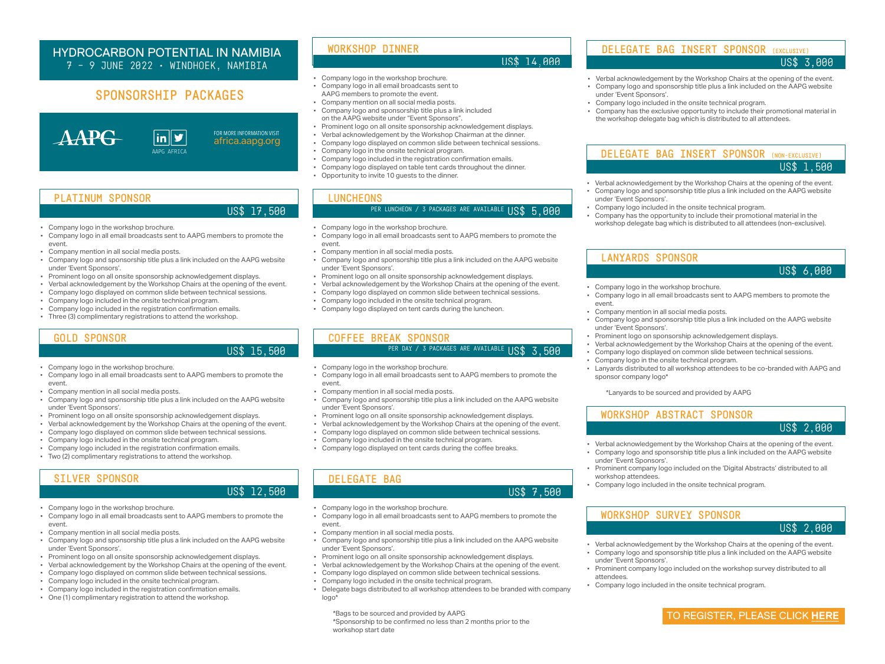# HYDROCARBON POTENTIAL IN NAMIBIA

7 – 9 JUNE 2022 · WINDHOEK, NAMIBIA

## SPONSORSHIP PACKAGES

AAPG

AAPG AFRICA

FOR MORE INFORMATION VISIT africa.aapg.org

### PLATINUM SPONSOR

US$ 17,500

- Company logo in the workshop brochure.
- Company logo in all email broadcasts sent to AAPG members to promote the event.
- Company mention in all social media posts.
- Company logo and sponsorship title plus a link included on the AAPG website under 'Event Sponsors'.
- Prominent logo on all onsite sponsorship acknowledgement displays.
- Verbal acknowledgement by the Workshop Chairs at the opening of the event.
- Company logo displayed on common slide between technical sessions.
- Company logo included in the onsite technical program.
- Company logo included in the registration confirmation emails.
- Three (3) complimentary registrations to attend the workshop.

### GOLD SPONSOR

US$ 15,500

- Company logo in the workshop brochure.
- Company logo in all email broadcasts sent to AAPG members to promote the event.
- Company mention in all social media posts.
- Company logo and sponsorship title plus a link included on the AAPG website under 'Event Sponsors'.
- Prominent logo on all onsite sponsorship acknowledgement displays.
- Verbal acknowledgement by the Workshop Chairs at the opening of the event.
- Company logo displayed on common slide between technical sessions.
- Company logo included in the onsite technical program.
- Company logo included in the registration confirmation emails.
- Two (2) complimentary registrations to attend the workshop.

### SILVER SPONSOR

US$ 12,500

- Company logo in the workshop brochure.
- Company logo in all email broadcasts sent to AAPG members to promote the event.
- Company mention in all social media posts.
- Company logo and sponsorship title plus a link included on the AAPG website under 'Event Sponsors'.
- Prominent logo on all onsite sponsorship acknowledgement displays.
- Verbal acknowledgement by the Workshop Chairs at the opening of the event.
- Company logo displayed on common slide between technical sessions.
- Company logo included in the onsite technical program.
- Company logo included in the registration confirmation emails.
- One (1) complimentary registration to attend the workshop.

### WORKSHOP DINNER

US$ 14,000

- Company logo in the workshop brochure.
- Company logo in all email broadcasts sent to AAPG members to promote the event.
- Company mention on all social media posts.
- Company logo and sponsorship title plus a link included on the AAPG website under "Event Sponsors".
- Prominent logo on all onsite sponsorship acknowledgement displays.
- Verbal acknowledgement by the Workshop Chairman at the dinner.
- Company logo displayed on common slide between technical sessions.
- Company logo in the onsite technical program.
- Company logo included in the registration confirmation emails.
- Company logo displayed on table tent cards throughout the dinner.
- Opportunity to invite 10 guests to the dinner.

### LUNCHEONS

PER LUNCHEON / 3 PACKAGES ARE AVAILABLE US$ 5,000

- Company logo in the workshop brochure.
- Company logo in all email broadcasts sent to AAPG members to promote the event.
- Company mention in all social media posts.
- Company logo and sponsorship title plus a link included on the AAPG website under 'Event Sponsors'.
- Prominent logo on all onsite sponsorship acknowledgement displays.
- Verbal acknowledgement by the Workshop Chairs at the opening of the event.
- Company logo displayed on common slide between technical sessions.
- Company logo included in the onsite technical program.
- Company logo displayed on tent cards during the luncheon.

### COFFEE BREAK SPONSOR

PER DAY / 3 PACKAGES ARE AVAILABLE US$ 3,500

- Company logo in the workshop brochure.
- Company logo in all email broadcasts sent to AAPG members to promote the event.
- Company mention in all social media posts.
- Company logo and sponsorship title plus a link included on the AAPG website under 'Event Sponsors'.
- Prominent logo on all onsite sponsorship acknowledgement displays.
- Verbal acknowledgement by the Workshop Chairs at the opening of the event.
- Company logo displayed on common slide between technical sessions.
- Company logo included in the onsite technical program.
- Company logo displayed on tent cards during the coffee breaks.

### DELEGATE BAG

US$ 7,500

- Company logo in the workshop brochure.
- Company logo in all email broadcasts sent to AAPG members to promote the event.
- Company mention in all social media posts.
- Company logo and sponsorship title plus a link included on the AAPG website under 'Event Sponsors'.
- Prominent logo on all onsite sponsorship acknowledgement displays.
- Verbal acknowledgement by the Workshop Chairs at the opening of the event.
- Company logo displayed on common slide between technical sessions.
- Company logo included in the onsite technical program.
- Delegate bags distributed to all workshop attendees to be branded with company logo*

*Bags to be sourced and provided by AAPG
*Sponsorship to be confirmed no less than 2 months prior to the workshop start date

### DELEGATE BAG INSERT SPONSOR (EXCLUSIVE)

US$ 3,000

- Verbal acknowledgement by the Workshop Chairs at the opening of the event.
- Company logo and sponsorship title plus a link included on the AAPG website under 'Event Sponsors'.
- Company logo included in the onsite technical program.
- Company has the exclusive opportunity to include their promotional material in the workshop delegate bag which is distributed to all attendees.

### DELEGATE BAG INSERT SPONSOR (NON-EXCLUSIVE)

US$ 1,500

- Verbal acknowledgement by the Workshop Chairs at the opening of the event.
- Company logo and sponsorship title plus a link included on the AAPG website under 'Event Sponsors'.
- Company logo included in the onsite technical program.
- Company has the opportunity to include their promotional material in the workshop delegate bag which is distributed to all attendees (non-exclusive).

### LANYARDS SPONSOR

US$ 6,000

- Company logo in the workshop brochure.
- Company logo in all email broadcasts sent to AAPG members to promote the event.
- Company mention in all social media posts.
- Company logo and sponsorship title plus a link included on the AAPG website under 'Event Sponsors'.
- Prominent logo on sponsorship acknowledgement displays.
- Verbal acknowledgement by the Workshop Chairs at the opening of the event.
- Company logo displayed on common slide between technical sessions.
- Company logo in the onsite technical program.
- Lanyards distributed to all workshop attendees to be co-branded with AAPG and sponsor company logo*

*Lanyards to be sourced and provided by AAPG

### WORKSHOP ABSTRACT SPONSOR

US$ 2,000

- Verbal acknowledgement by the Workshop Chairs at the opening of the event.
- Company logo and sponsorship title plus a link included on the AAPG website under 'Event Sponsors'.
- Prominent company logo included on the 'Digital Abstracts' distributed to all workshop attendees.
- Company logo included in the onsite technical program.

### WORKSHOP SURVEY SPONSOR

US$ 2,000

- Verbal acknowledgement by the Workshop Chairs at the opening of the event.
- Company logo and sponsorship title plus a link included on the AAPG website under 'Event Sponsors'.
- Prominent company logo included on the workshop survey distributed to all attendees.
- Company logo included in the onsite technical program.

TO REGISTER, PLEASE CLICK **HERE**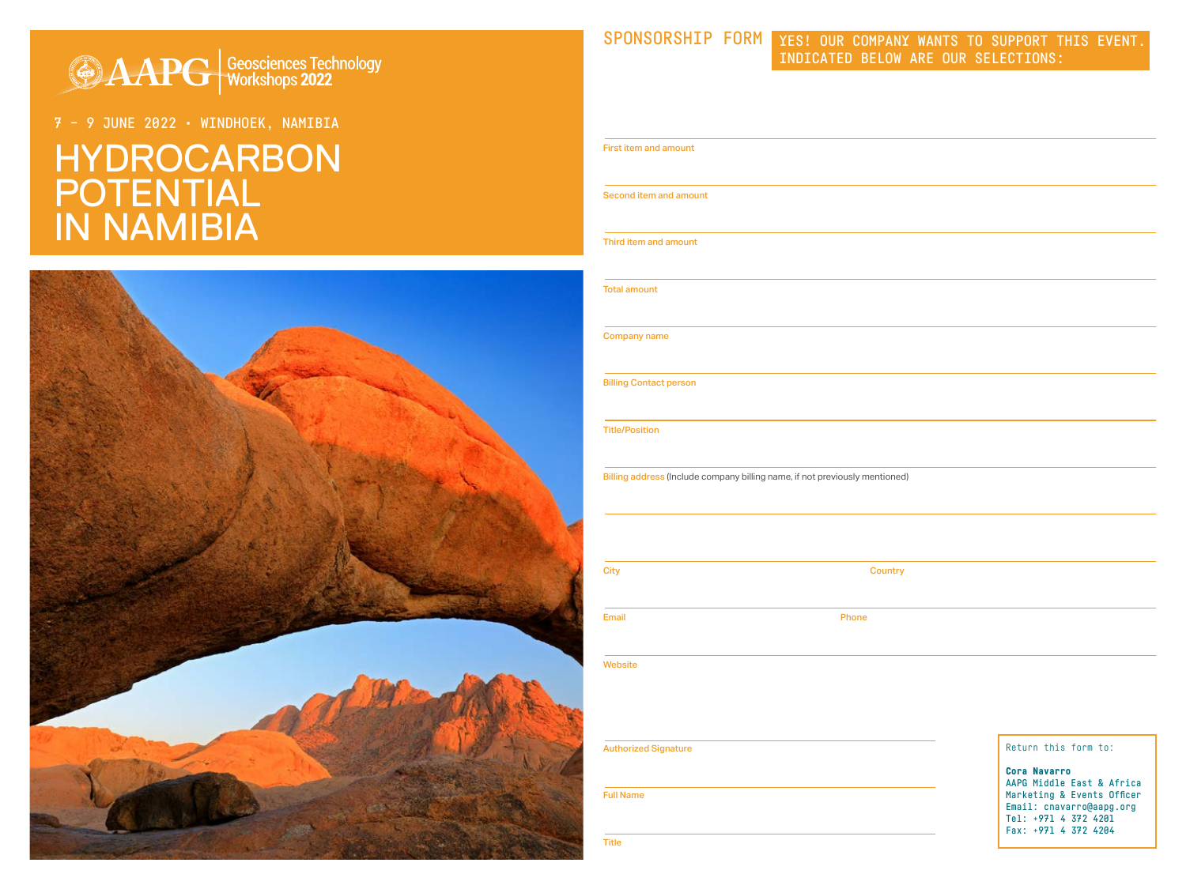AAPG | Geosciences Technology Workshops **2022**

7 – 9 JUNE 2022 • WINDHOEK, NAMIBIA

# HYDROCARBON POTENTIAL IN NAMIBIA

## SPONSORSHIP FORM

YES! OUR COMPANY WANTS TO SUPPORT THIS EVENT. INDICATED BELOW ARE OUR SELECTIONS:

First item and amount

Second item and amount

Third item and amount

Total amount

Company name

Billing Contact person

Title/Position

Billing address (Include company billing name, if not previously mentioned)

City

Country

Email

Phone

Website

Authorized Signature

Full Name

Title

Return this form to:

**Cora Navarro**
AAPG Middle East & Africa
Marketing & Events Officer
Email: cnavarro@aapg.org
Tel: +971 4 372 4201
Fax: +971 4 372 4204